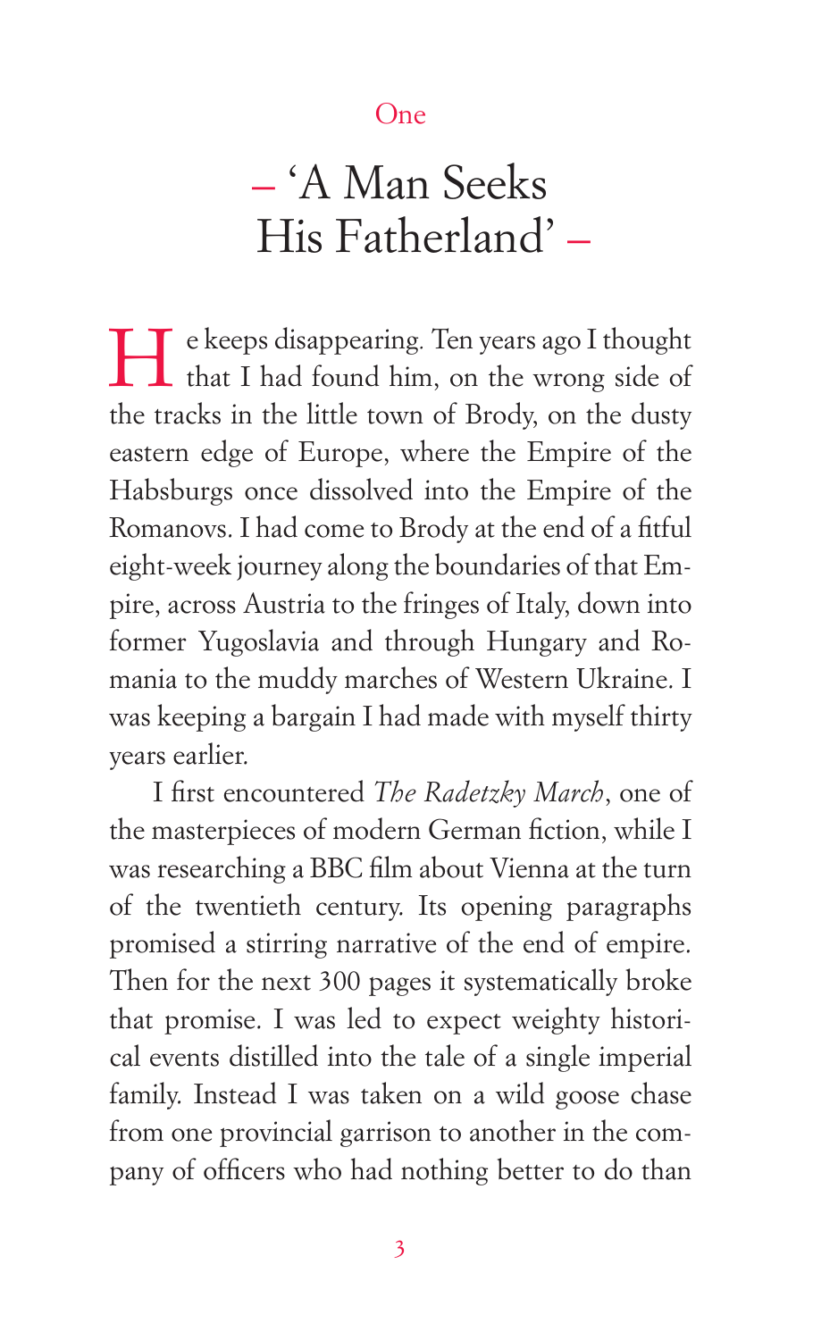# One

# – 'A Man Seeks His Fatherland' –

He keeps disappearing. Ten years ago I thought that I had found him, on the wrong side of the tracks in the little town of Brody, on the dusty eastern edge of Europe, where the Empire of the Habsburgs once dissolved into the Empire of the Romanovs. I had come to Brody at the end of a fitful eight-week journey along the boundaries of that Empire, across Austria to the fringes of Italy, down into former Yugoslavia and through Hungary and Romania to the muddy marches of Western Ukraine. I was keeping a bargain I had made with myself thirty years earlier.

I first encountered *The Radetzky March*, one of the masterpieces of modern German fiction, while I was researching a BBC film about Vienna at the turn of the twentieth century. Its opening paragraphs promised a stirring narrative of the end of empire. Then for the next 300 pages it systematically broke that promise. I was led to expect weighty historical events distilled into the tale of a single imperial family. Instead I was taken on a wild goose chase from one provincial garrison to another in the company of officers who had nothing better to do than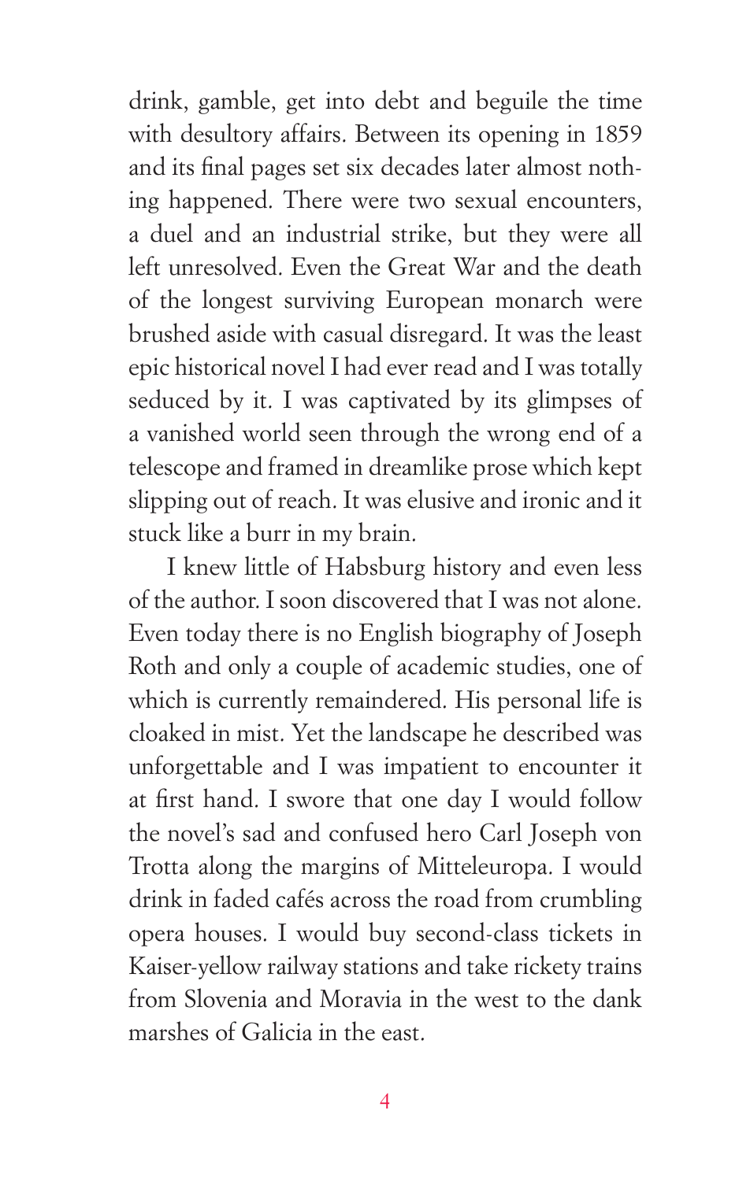drink, gamble, get into debt and beguile the time with desultory affairs. Between its opening in 1859 and its final pages set six decades later almost nothing happened. There were two sexual encounters, a duel and an industrial strike, but they were all left unresolved. Even the Great War and the death of the longest surviving European monarch were brushed aside with casual disregard. It was the least epic historical novel I had ever read and I was totally seduced by it. I was captivated by its glimpses of a vanished world seen through the wrong end of a telescope and framed in dreamlike prose which kept slipping out of reach. It was elusive and ironic and it stuck like a burr in my brain.

I knew little of Habsburg history and even less of the author. I soon discovered that I was not alone. Even today there is no English biography of Joseph Roth and only a couple of academic studies, one of which is currently remaindered. His personal life is cloaked in mist. Yet the landscape he described was unforgettable and I was impatient to encounter it at first hand. I swore that one day I would follow the novel's sad and confused hero Carl Joseph von Trotta along the margins of Mitteleuropa. I would drink in faded cafés across the road from crumbling opera houses. I would buy second-class tickets in Kaiser-yellow railway stations and take rickety trains from Slovenia and Moravia in the west to the dank marshes of Galicia in the east.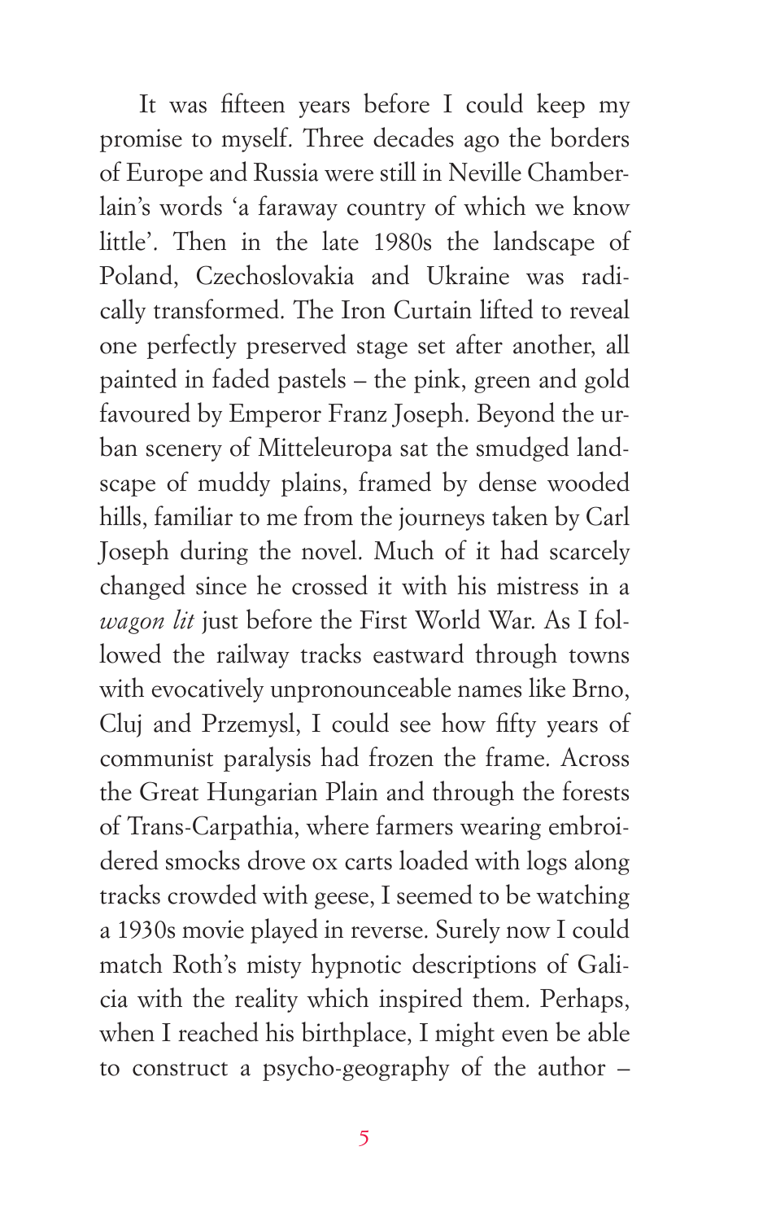It was fifteen years before I could keep my promise to myself. Three decades ago the borders of Europe and Russia were still in Neville Chamberlain's words 'a faraway country of which we know little'. Then in the late 1980s the landscape of Poland, Czechoslovakia and Ukraine was radically transformed. The Iron Curtain lifted to reveal one perfectly preserved stage set after another, all painted in faded pastels – the pink, green and gold favoured by Emperor Franz Joseph. Beyond the urban scenery of Mitteleuropa sat the smudged landscape of muddy plains, framed by dense wooded hills, familiar to me from the journeys taken by Carl Joseph during the novel. Much of it had scarcely changed since he crossed it with his mistress in a *wagon lit* just before the First World War. As I followed the railway tracks eastward through towns with evocatively unpronounceable names like Brno, Cluj and Przemysl, I could see how fifty years of communist paralysis had frozen the frame. Across the Great Hungarian Plain and through the forests of Trans-Carpathia, where farmers wearing embroidered smocks drove ox carts loaded with logs along tracks crowded with geese, I seemed to be watching a 1930s movie played in reverse. Surely now I could match Roth's misty hypnotic descriptions of Galicia with the reality which inspired them. Perhaps, when I reached his birthplace, I might even be able to construct a psycho-geography of the author –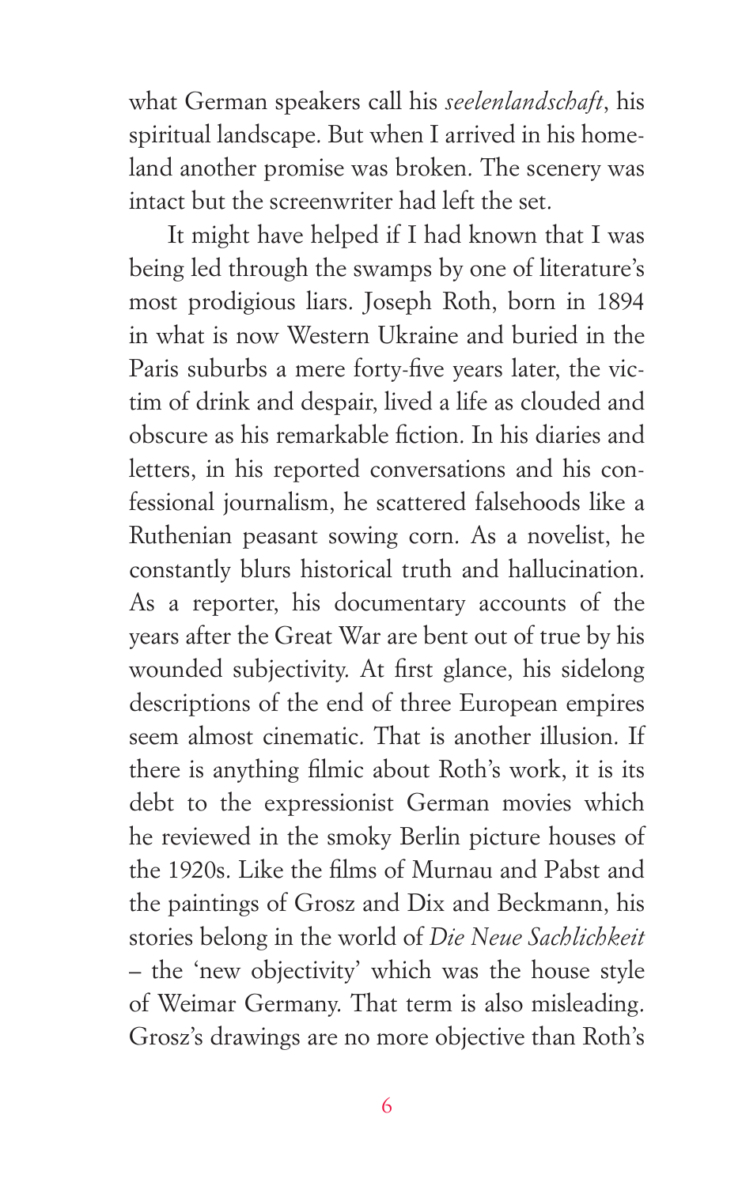what German speakers call his *seelenlandschaft*, his spiritual landscape. But when I arrived in his homeland another promise was broken. The scenery was intact but the screenwriter had left the set.

It might have helped if I had known that I was being led through the swamps by one of literature's most prodigious liars. Joseph Roth, born in 1894 in what is now Western Ukraine and buried in the Paris suburbs a mere forty-five years later, the victim of drink and despair, lived a life as clouded and obscure as his remarkable fiction. In his diaries and letters, in his reported conversations and his confessional journalism, he scattered falsehoods like a Ruthenian peasant sowing corn. As a novelist, he constantly blurs historical truth and hallucination. As a reporter, his documentary accounts of the years after the Great War are bent out of true by his wounded subjectivity. At first glance, his sidelong descriptions of the end of three European empires seem almost cinematic. That is another illusion. If there is anything filmic about Roth's work, it is its debt to the expressionist German movies which he reviewed in the smoky Berlin picture houses of the 1920s. Like the films of Murnau and Pabst and the paintings of Grosz and Dix and Beckmann, his stories belong in the world of *Die Neue Sachlichkeit* – the 'new objectivity' which was the house style of Weimar Germany. That term is also misleading. Grosz's drawings are no more objective than Roth's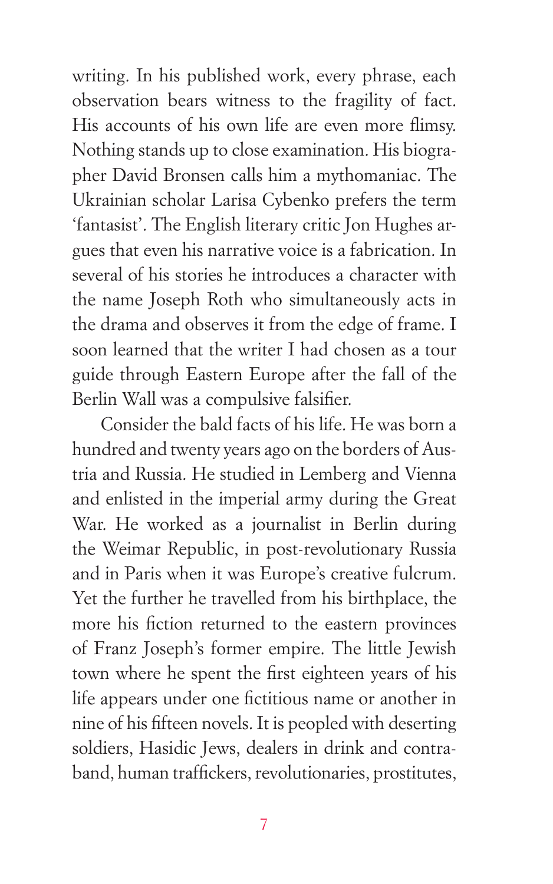writing. In his published work, every phrase, each observation bears witness to the fragility of fact. His accounts of his own life are even more flimsy. Nothing stands up to close examination. His biographer David Bronsen calls him a mythomaniac. The Ukrainian scholar Larisa Cybenko prefers the term 'fantasist'. The English literary critic Jon Hughes argues that even his narrative voice is a fabrication. In several of his stories he introduces a character with the name Joseph Roth who simultaneously acts in the drama and observes it from the edge of frame. I soon learned that the writer I had chosen as a tour guide through Eastern Europe after the fall of the Berlin Wall was a compulsive falsifier.

Consider the bald facts of his life. He was born a hundred and twenty years ago on the borders of Austria and Russia. He studied in Lemberg and Vienna and enlisted in the imperial army during the Great War. He worked as a journalist in Berlin during the Weimar Republic, in post-revolutionary Russia and in Paris when it was Europe's creative fulcrum. Yet the further he travelled from his birthplace, the more his fiction returned to the eastern provinces of Franz Joseph's former empire. The little Jewish town where he spent the first eighteen years of his life appears under one fictitious name or another in nine of his fifteen novels. It is peopled with deserting soldiers, Hasidic Jews, dealers in drink and contraband, human traffickers, revolutionaries, prostitutes,